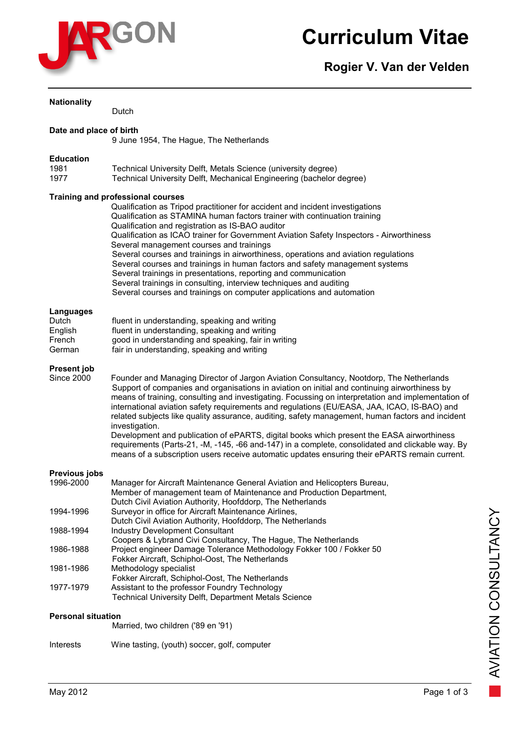# Curriculum Vitae

## Rogier V. Van der Velden

**Nationality**

Dutch

**Date and place of birth**

9 June 1954, The Hague, The Netherlands

**Education**

| | |
|---|---|
| 1981 | Technical University Delft, Metals Science (university degree) |
| 1977 | Technical University Delft, Mechanical Engineering (bachelor degree) |

**Training and professional courses**

Qualification as Tripod practitioner for accident and incident investigations
Qualification as STAMINA human factors trainer with continuation training
Qualification and registration as IS-BAO auditor
Qualification as ICAO trainer for Government Aviation Safety Inspectors - Airworthiness
Several management courses and trainings
Several courses and trainings in airworthiness, operations and aviation regulations
Several courses and trainings in human factors and safety management systems
Several trainings in presentations, reporting and communication
Several trainings in consulting, interview techniques and auditing
Several courses and trainings on computer applications and automation

**Languages**

| | |
|---|---|
| Dutch | fluent in understanding, speaking and writing |
| English | fluent in understanding, speaking and writing |
| French | good in understanding and speaking, fair in writing |
| German | fair in understanding, speaking and writing |

**Present job**

Since 2000 — Founder and Managing Director of Jargon Aviation Consultancy, Nootdorp, The Netherlands
Support of companies and organisations in aviation on initial and continuing airworthiness by means of training, consulting and investigating. Focussing on interpretation and implementation of international aviation safety requirements and regulations (EU/EASA, JAA, ICAO, IS-BAO) and related subjects like quality assurance, auditing, safety management, human factors and incident investigation.
Development and publication of ePARTS, digital books which present the EASA airworthiness requirements (Parts-21, -M, -145, -66 and-147) in a complete, consolidated and clickable way. By means of a subscription users receive automatic updates ensuring their ePARTS remain current.

**Previous jobs**

| | |
|---|---|
| 1996-2000 | Manager for Aircraft Maintenance General Aviation and Helicopters Bureau, Member of management team of Maintenance and Production Department, Dutch Civil Aviation Authority, Hoofddorp, The Netherlands |
| 1994-1996 | Surveyor in office for Aircraft Maintenance Airlines, Dutch Civil Aviation Authority, Hoofddorp, The Netherlands |
| 1988-1994 | Industry Development Consultant Coopers & Lybrand Civi Consultancy, The Hague, The Netherlands |
| 1986-1988 | Project engineer Damage Tolerance Methodology Fokker 100 / Fokker 50 Fokker Aircraft, Schiphol-Oost, The Netherlands |
| 1981-1986 | Methodology specialist Fokker Aircraft, Schiphol-Oost, The Netherlands |
| 1977-1979 | Assistant to the professor Foundry Technology Technical University Delft, Department Metals Science |

**Personal situation**

Married, two children ('89 en '91)

Interests — Wine tasting, (youth) soccer, golf, computer

May 2012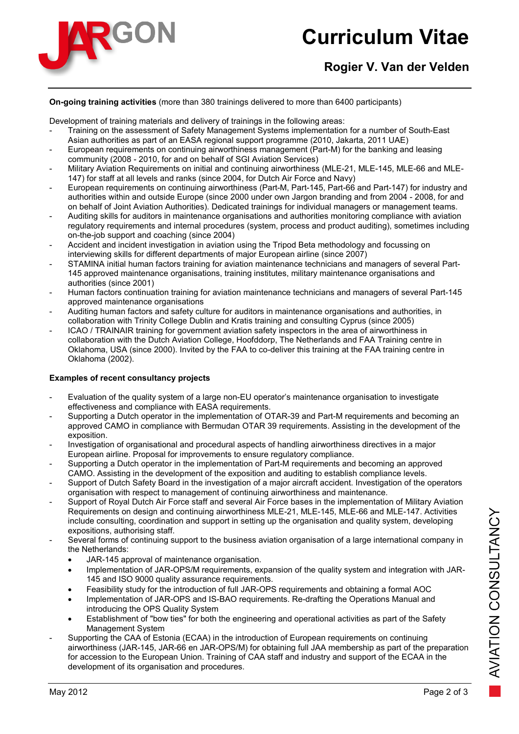**On-going training activities** (more than 380 trainings delivered to more than 6400 participants)

Development of training materials and delivery of trainings in the following areas:

- Training on the assessment of Safety Management Systems implementation for a number of South-East Asian authorities as part of an EASA regional support programme (2010, Jakarta, 2011 UAE)
- European requirements on continuing airworthiness management (Part-M) for the banking and leasing community (2008 - 2010, for and on behalf of SGI Aviation Services)
- Military Aviation Requirements on initial and continuing airworthiness (MLE-21, MLE-145, MLE-66 and MLE-147) for staff at all levels and ranks (since 2004, for Dutch Air Force and Navy)
- European requirements on continuing airworthiness (Part-M, Part-145, Part-66 and Part-147) for industry and authorities within and outside Europe (since 2000 under own Jargon branding and from 2004 - 2008, for and on behalf of Joint Aviation Authorities). Dedicated trainings for individual managers or management teams.
- Auditing skills for auditors in maintenance organisations and authorities monitoring compliance with aviation regulatory requirements and internal procedures (system, process and product auditing), sometimes including on-the-job support and coaching (since 2004)
- Accident and incident investigation in aviation using the Tripod Beta methodology and focussing on interviewing skills for different departments of major European airline (since 2007)
- STAMINA initial human factors training for aviation maintenance technicians and managers of several Part-145 approved maintenance organisations, training institutes, military maintenance organisations and authorities (since 2001)
- Human factors continuation training for aviation maintenance technicians and managers of several Part-145 approved maintenance organisations
- Auditing human factors and safety culture for auditors in maintenance organisations and authorities, in collaboration with Trinity College Dublin and Kratis training and consulting Cyprus (since 2005)
- ICAO / TRAINAIR training for government aviation safety inspectors in the area of airworthiness in collaboration with the Dutch Aviation College, Hoofddorp, The Netherlands and FAA Training centre in Oklahoma, USA (since 2000). Invited by the FAA to co-deliver this training at the FAA training centre in Oklahoma (2002).

**Examples of recent consultancy projects**

- Evaluation of the quality system of a large non-EU operator's maintenance organisation to investigate effectiveness and compliance with EASA requirements.
- Supporting a Dutch operator in the implementation of OTAR-39 and Part-M requirements and becoming an approved CAMO in compliance with Bermudan OTAR 39 requirements. Assisting in the development of the exposition.
- Investigation of organisational and procedural aspects of handling airworthiness directives in a major European airline. Proposal for improvements to ensure regulatory compliance.
- Supporting a Dutch operator in the implementation of Part-M requirements and becoming an approved CAMO. Assisting in the development of the exposition and auditing to establish compliance levels.
- Support of Dutch Safety Board in the investigation of a major aircraft accident. Investigation of the operators organisation with respect to management of continuing airworthiness and maintenance.
- Support of Royal Dutch Air Force staff and several Air Force bases in the implementation of Military Aviation Requirements on design and continuing airworthiness MLE-21, MLE-145, MLE-66 and MLE-147. Activities include consulting, coordination and support in setting up the organisation and quality system, developing expositions, authorising staff.
- Several forms of continuing support to the business aviation organisation of a large international company in the Netherlands:
  - JAR-145 approval of maintenance organisation.
  - Implementation of JAR-OPS/M requirements, expansion of the quality system and integration with JAR-145 and ISO 9000 quality assurance requirements.
  - Feasibility study for the introduction of full JAR-OPS requirements and obtaining a formal AOC
  - Implementation of JAR-OPS and IS-BAO requirements. Re-drafting the Operations Manual and introducing the OPS Quality System
  - Establishment of "bow ties" for both the engineering and operational activities as part of the Safety Management System
- Supporting the CAA of Estonia (ECAA) in the introduction of European requirements on continuing airworthiness (JAR-145, JAR-66 en JAR-OPS/M) for obtaining full JAA membership as part of the preparation for accession to the European Union. Training of CAA staff and industry and support of the ECAA in the development of its organisation and procedures.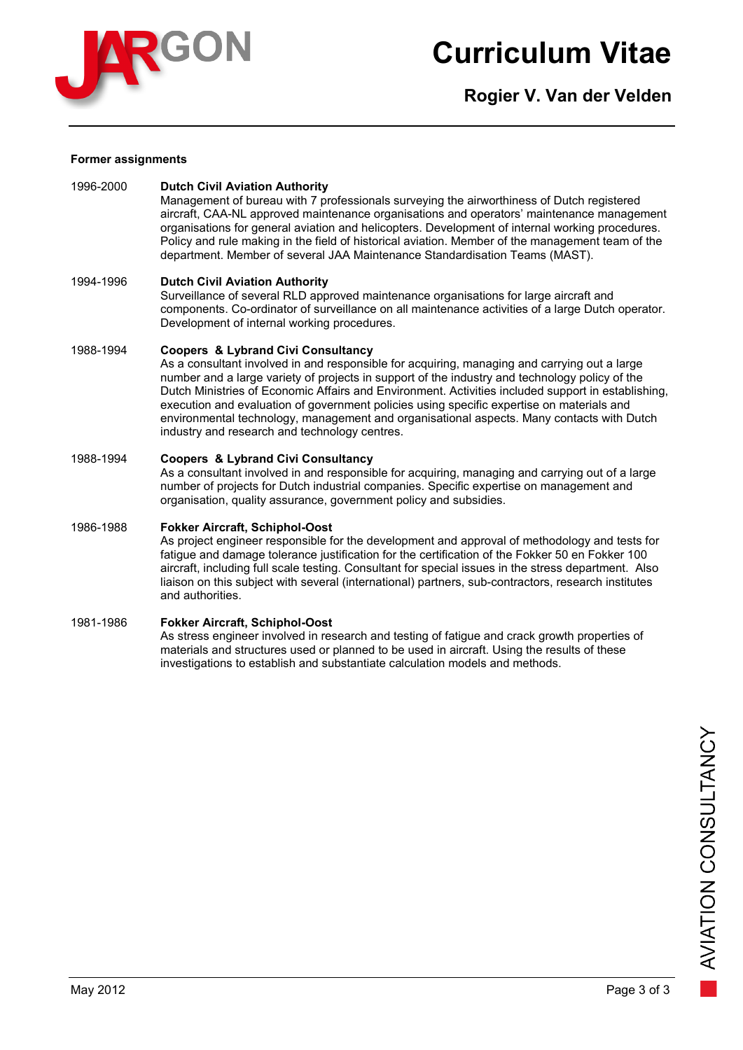**Former assignments**

| | |
|---|---|
| 1996-2000 | **Dutch Civil Aviation Authority**<br>Management of bureau with 7 professionals surveying the airworthiness of Dutch registered aircraft, CAA-NL approved maintenance organisations and operators' maintenance management organisations for general aviation and helicopters. Development of internal working procedures. Policy and rule making in the field of historical aviation. Member of the management team of the department. Member of several JAA Maintenance Standardisation Teams (MAST). |
| 1994-1996 | **Dutch Civil Aviation Authority**<br>Surveillance of several RLD approved maintenance organisations for large aircraft and components. Co-ordinator of surveillance on all maintenance activities of a large Dutch operator. Development of internal working procedures. |
| 1988-1994 | **Coopers & Lybrand Civi Consultancy**<br>As a consultant involved in and responsible for acquiring, managing and carrying out a large number and a large variety of projects in support of the industry and technology policy of the Dutch Ministries of Economic Affairs and Environment. Activities included support in establishing, execution and evaluation of government policies using specific expertise on materials and environmental technology, management and organisational aspects. Many contacts with Dutch industry and research and technology centres. |
| 1988-1994 | **Coopers & Lybrand Civi Consultancy**<br>As a consultant involved in and responsible for acquiring, managing and carrying out of a large number of projects for Dutch industrial companies. Specific expertise on management and organisation, quality assurance, government policy and subsidies. |
| 1986-1988 | **Fokker Aircraft, Schiphol-Oost**<br>As project engineer responsible for the development and approval of methodology and tests for fatigue and damage tolerance justification for the certification of the Fokker 50 en Fokker 100 aircraft, including full scale testing. Consultant for special issues in the stress department. Also liaison on this subject with several (international) partners, sub-contractors, research institutes and authorities. |
| 1981-1986 | **Fokker Aircraft, Schiphol-Oost**<br>As stress engineer involved in research and testing of fatigue and crack growth properties of materials and structures used or planned to be used in aircraft. Using the results of these investigations to establish and substantiate calculation models and methods. |